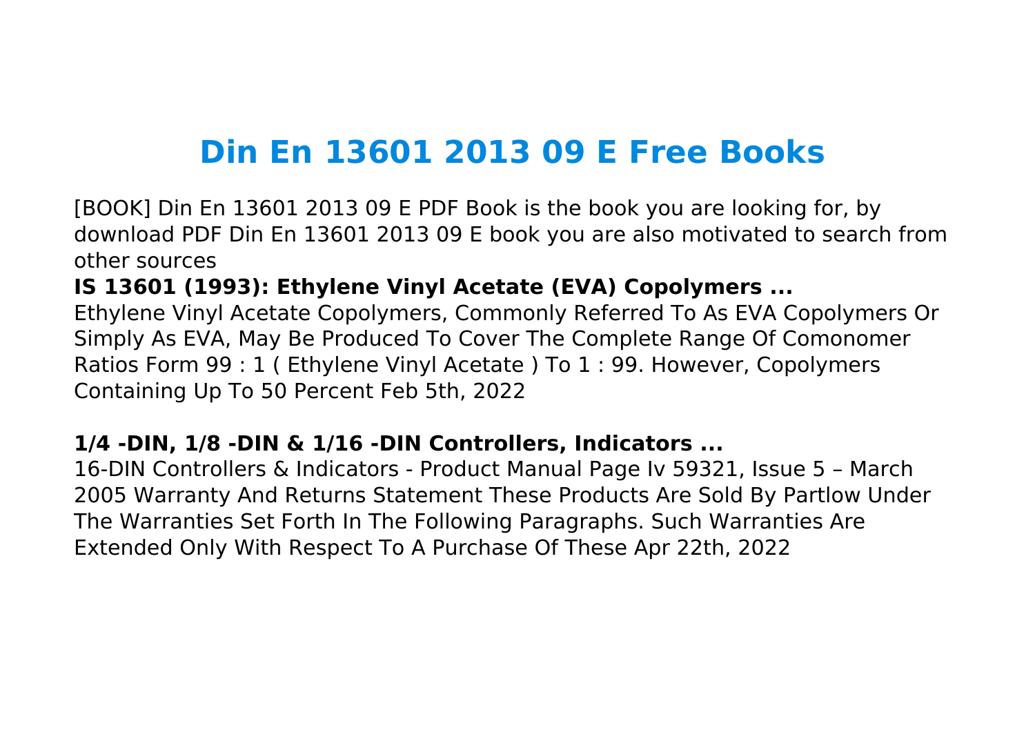# Din En 13601 2013 09 E Free Books

[BOOK] Din En 13601 2013 09 E PDF Book is the book you are looking for, by download PDF Din En 13601 2013 09 E book you are also motivated to search from other sources

**IS 13601 (1993): Ethylene Vinyl Acetate (EVA) Copolymers ...**

Ethylene Vinyl Acetate Copolymers, Commonly Referred To As EVA Copolymers Or Simply As EVA, May Be Produced To Cover The Complete Range Of Comonomer Ratios Form 99 : 1 ( Ethylene Vinyl Acetate ) To 1 : 99. However, Copolymers Containing Up To 50 Percent Feb 5th, 2022

**1/4 -DIN, 1/8 -DIN & 1/16 -DIN Controllers, Indicators ...**

16-DIN Controllers & Indicators - Product Manual Page Iv 59321, Issue 5 – March 2005 Warranty And Returns Statement These Products Are Sold By Partlow Under The Warranties Set Forth In The Following Paragraphs. Such Warranties Are Extended Only With Respect To A Purchase Of These Apr 22th, 2022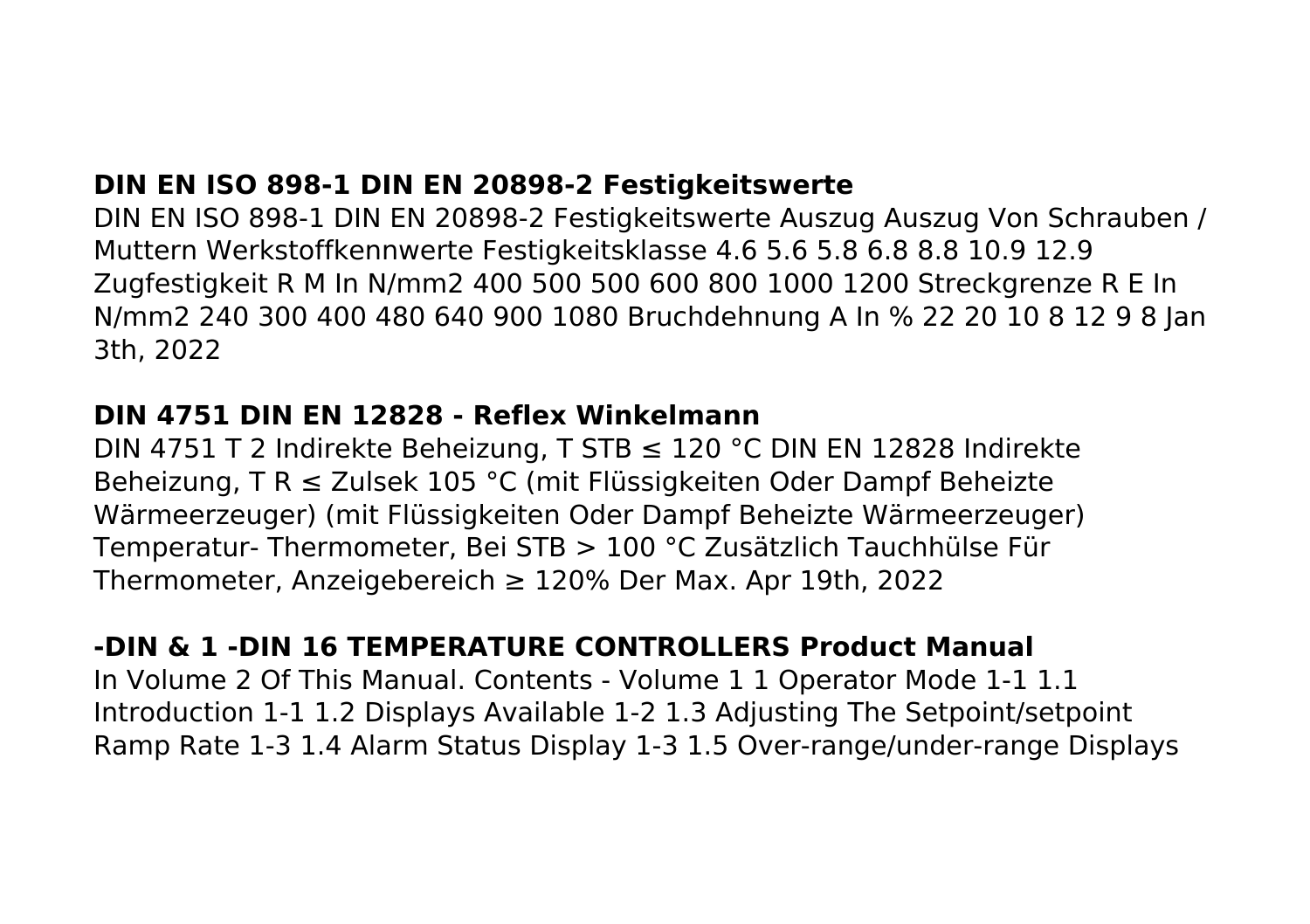**DIN EN ISO 898-1 DIN EN 20898-2 Festigkeitswerte**

DIN EN ISO 898-1 DIN EN 20898-2 Festigkeitswerte Auszug Auszug Von Schrauben / Muttern Werkstoffkennwerte Festigkeitsklasse 4.6 5.6 5.8 6.8 8.8 10.9 12.9 Zugfestigkeit R M In N/mm2 400 500 500 600 800 1000 1200 Streckgrenze R E In N/mm2 240 300 400 480 640 900 1080 Bruchdehnung A In % 22 20 10 8 12 9 8 Jan 3th, 2022

**DIN 4751 DIN EN 12828 - Reflex Winkelmann**

DIN 4751 T 2 Indirekte Beheizung, T STB ≤ 120 °C DIN EN 12828 Indirekte Beheizung, T R ≤ Zulsek 105 °C (mit Flüssigkeiten Oder Dampf Beheizte Wärmeerzeuger) (mit Flüssigkeiten Oder Dampf Beheizte Wärmeerzeuger) Temperatur- Thermometer, Bei STB > 100 °C Zusätzlich Tauchhülse Für Thermometer, Anzeigebereich ≥ 120% Der Max. Apr 19th, 2022

**-DIN & 1 -DIN 16 TEMPERATURE CONTROLLERS Product Manual**

In Volume 2 Of This Manual. Contents - Volume 1 1 Operator Mode 1-1 1.1 Introduction 1-1 1.2 Displays Available 1-2 1.3 Adjusting The Setpoint/setpoint Ramp Rate 1-3 1.4 Alarm Status Display 1-3 1.5 Over-range/under-range Displays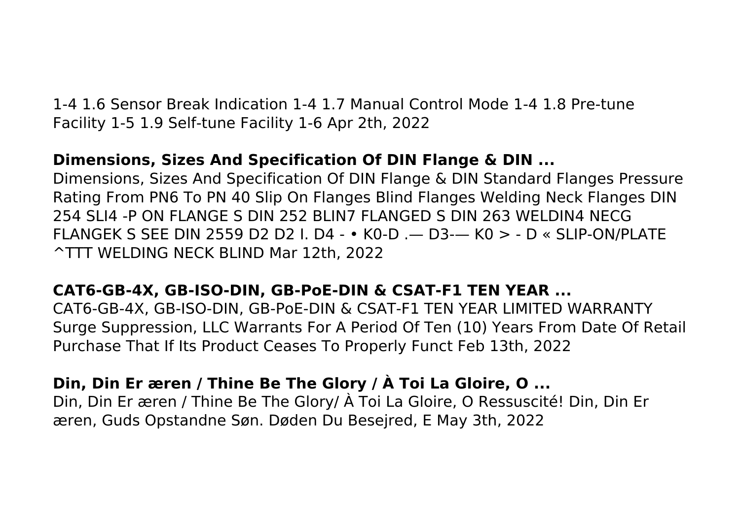1-4 1.6 Sensor Break Indication 1-4 1.7 Manual Control Mode 1-4 1.8 Pre-tune Facility 1-5 1.9 Self-tune Facility 1-6 Apr 2th, 2022

**Dimensions, Sizes And Specification Of DIN Flange & DIN ...**

Dimensions, Sizes And Specification Of DIN Flange & DIN Standard Flanges Pressure Rating From PN6 To PN 40 Slip On Flanges Blind Flanges Welding Neck Flanges DIN 254 SLI4 -P ON FLANGE S DIN 252 BLIN7 FLANGED S DIN 263 WELDIN4 NECG FLANGEK S SEE DIN 2559 D2 D2 I. D4 - • K0-D .— D3-— K0 > - D « SLIP-ON/PLATE ^TTT WELDING NECK BLIND Mar 12th, 2022

**CAT6-GB-4X, GB-ISO-DIN, GB-PoE-DIN & CSAT-F1 TEN YEAR ...**

CAT6-GB-4X, GB-ISO-DIN, GB-PoE-DIN & CSAT-F1 TEN YEAR LIMITED WARRANTY Surge Suppression, LLC Warrants For A Period Of Ten (10) Years From Date Of Retail Purchase That If Its Product Ceases To Properly Funct Feb 13th, 2022

**Din, Din Er æren / Thine Be The Glory / À Toi La Gloire, O ...**

Din, Din Er æren / Thine Be The Glory/ À Toi La Gloire, O Ressuscité! Din, Din Er æren, Guds Opstandne Søn. Døden Du Besejred, E May 3th, 2022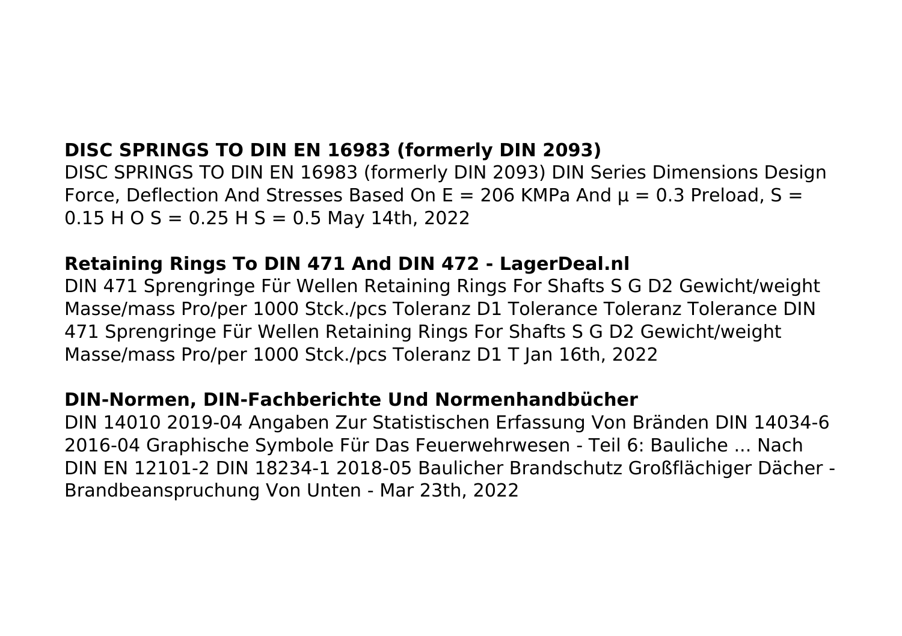**DISC SPRINGS TO DIN EN 16983 (formerly DIN 2093)**

DISC SPRINGS TO DIN EN 16983 (formerly DIN 2093) DIN Series Dimensions Design Force, Deflection And Stresses Based On E = 206 KMPa And μ = 0.3 Preload, S = 0.15 H O S = 0.25 H S = 0.5 May 14th, 2022

**Retaining Rings To DIN 471 And DIN 472 - LagerDeal.nl**

DIN 471 Sprengringe Für Wellen Retaining Rings For Shafts S G D2 Gewicht/weight Masse/mass Pro/per 1000 Stck./pcs Toleranz D1 Tolerance Toleranz Tolerance DIN 471 Sprengringe Für Wellen Retaining Rings For Shafts S G D2 Gewicht/weight Masse/mass Pro/per 1000 Stck./pcs Toleranz D1 T Jan 16th, 2022

**DIN-Normen, DIN-Fachberichte Und Normenhandbücher**

DIN 14010 2019-04 Angaben Zur Statistischen Erfassung Von Bränden DIN 14034-6 2016-04 Graphische Symbole Für Das Feuerwehrwesen - Teil 6: Bauliche ... Nach DIN EN 12101-2 DIN 18234-1 2018-05 Baulicher Brandschutz Großflächiger Dächer - Brandbeanspruchung Von Unten - Mar 23th, 2022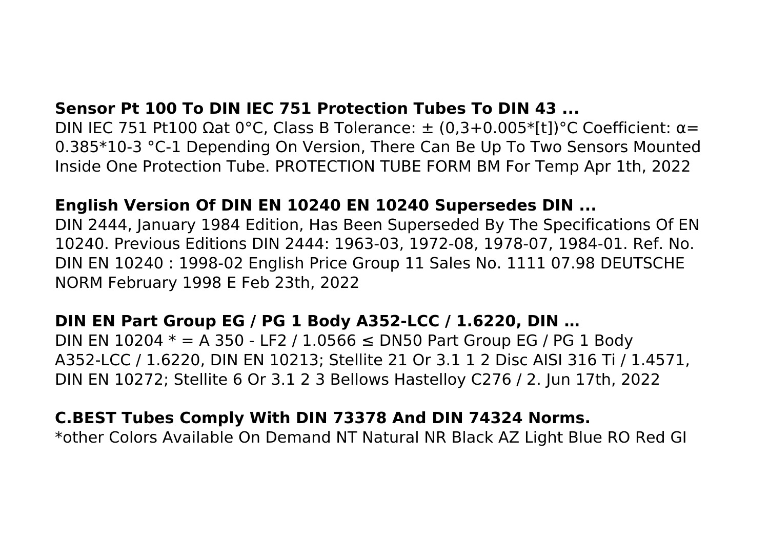**Sensor Pt 100 To DIN IEC 751 Protection Tubes To DIN 43 ...**
DIN IEC 751 Pt100 Ωat 0°C, Class B Tolerance: ± (0,3+0.005*[t])°C Coefficient: α= 0.385*10-3 °C-1 Depending On Version, There Can Be Up To Two Sensors Mounted Inside One Protection Tube. PROTECTION TUBE FORM BM For Temp Apr 1th, 2022

**English Version Of DIN EN 10240 EN 10240 Supersedes DIN ...**
DIN 2444, January 1984 Edition, Has Been Superseded By The Specifications Of EN 10240. Previous Editions DIN 2444: 1963-03, 1972-08, 1978-07, 1984-01. Ref. No. DIN EN 10240 : 1998-02 English Price Group 11 Sales No. 1111 07.98 DEUTSCHE NORM February 1998 E Feb 23th, 2022

**DIN EN Part Group EG / PG 1 Body A352-LCC / 1.6220, DIN …**
DIN EN 10204 * = A 350 - LF2 / 1.0566 ≤ DN50 Part Group EG / PG 1 Body A352-LCC / 1.6220, DIN EN 10213; Stellite 21 Or 3.1 1 2 Disc AISI 316 Ti / 1.4571, DIN EN 10272; Stellite 6 Or 3.1 2 3 Bellows Hastelloy C276 / 2. Jun 17th, 2022

**C.BEST Tubes Comply With DIN 73378 And DIN 74324 Norms.**
*other Colors Available On Demand NT Natural NR Black AZ Light Blue RO Red GI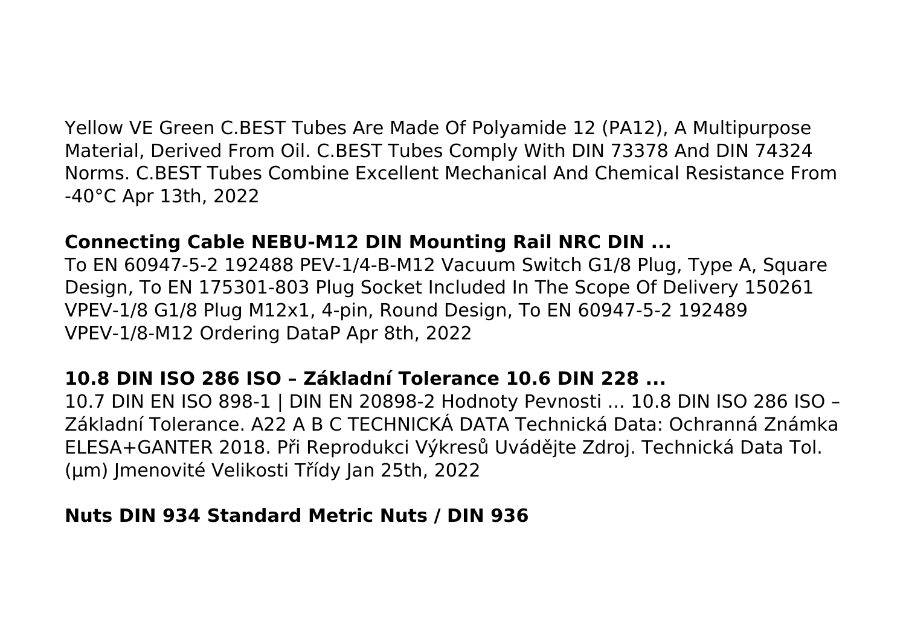Yellow VE Green C.BEST Tubes Are Made Of Polyamide 12 (PA12), A Multipurpose Material, Derived From Oil. C.BEST Tubes Comply With DIN 73378 And DIN 74324 Norms. C.BEST Tubes Combine Excellent Mechanical And Chemical Resistance From -40°C Apr 13th, 2022

**Connecting Cable NEBU-M12 DIN Mounting Rail NRC DIN ...**

To EN 60947-5-2 192488 PEV-1/4-B-M12 Vacuum Switch G1/8 Plug, Type A, Square Design, To EN 175301-803 Plug Socket Included In The Scope Of Delivery 150261 VPEV-1/8 G1/8 Plug M12x1, 4-pin, Round Design, To EN 60947-5-2 192489 VPEV-1/8-M12 Ordering DataP Apr 8th, 2022

**10.8 DIN ISO 286 ISO – Základní Tolerance 10.6 DIN 228 ...**

10.7 DIN EN ISO 898-1 | DIN EN 20898-2 Hodnoty Pevnosti ... 10.8 DIN ISO 286 ISO – Základní Tolerance. A22 A B C TECHNICKÁ DATA Technická Data: Ochranná Známka ELESA+GANTER 2018. Při Reprodukci Výkresů Uvádějte Zdroj. Technická Data Tol. (µm) Jmenovité Velikosti Třídy Jan 25th, 2022

**Nuts DIN 934 Standard Metric Nuts / DIN 936**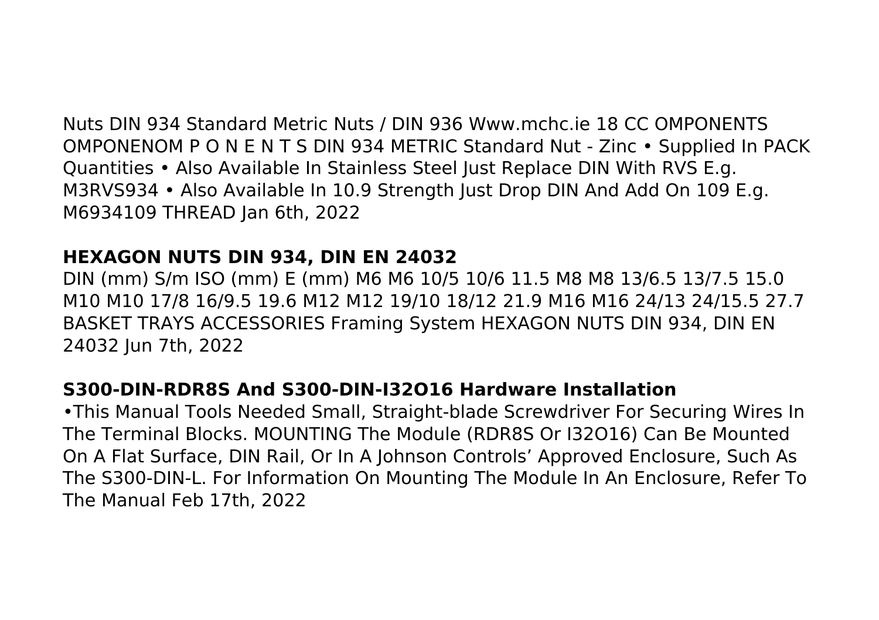Nuts DIN 934 Standard Metric Nuts / DIN 936 Www.mchc.ie 18 CC OMPONENTS OMPONENOM P O N E N T S DIN 934 METRIC Standard Nut - Zinc • Supplied In PACK Quantities • Also Available In Stainless Steel Just Replace DIN With RVS E.g. M3RVS934 • Also Available In 10.9 Strength Just Drop DIN And Add On 109 E.g. M6934109 THREAD Jan 6th, 2022

## HEXAGON NUTS DIN 934, DIN EN 24032

DIN (mm) S/m ISO (mm) E (mm) M6 M6 10/5 10/6 11.5 M8 M8 13/6.5 13/7.5 15.0 M10 M10 17/8 16/9.5 19.6 M12 M12 19/10 18/12 21.9 M16 M16 24/13 24/15.5 27.7 BASKET TRAYS ACCESSORIES Framing System HEXAGON NUTS DIN 934, DIN EN 24032 Jun 7th, 2022

## S300-DIN-RDR8S And S300-DIN-I32O16 Hardware Installation

•This Manual Tools Needed Small, Straight-blade Screwdriver For Securing Wires In The Terminal Blocks. MOUNTING The Module (RDR8S Or I32O16) Can Be Mounted On A Flat Surface, DIN Rail, Or In A Johnson Controls' Approved Enclosure, Such As The S300-DIN-L. For Information On Mounting The Module In An Enclosure, Refer To The Manual Feb 17th, 2022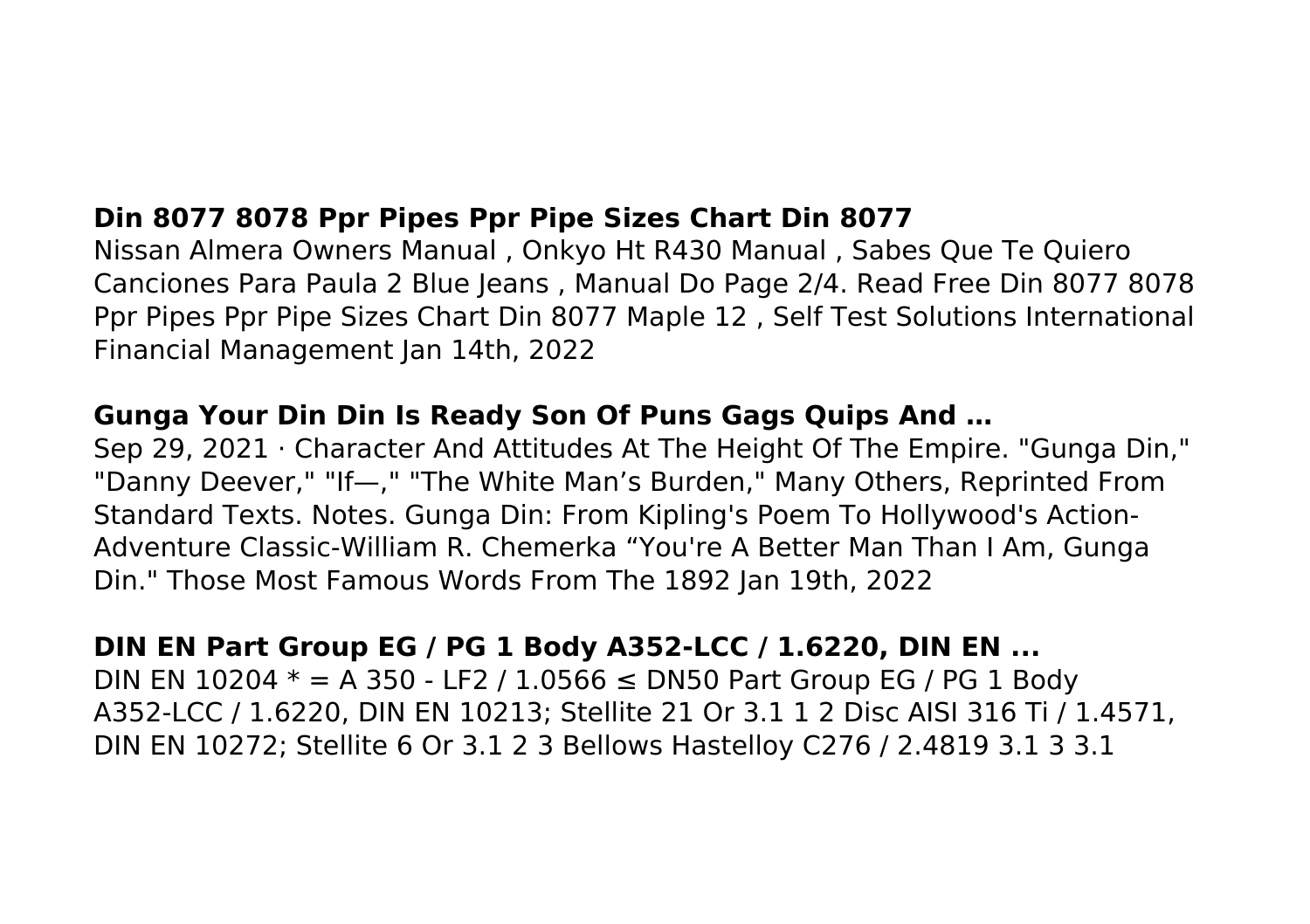## Din 8077 8078 Ppr Pipes Ppr Pipe Sizes Chart Din 8077

Nissan Almera Owners Manual , Onkyo Ht R430 Manual , Sabes Que Te Quiero Canciones Para Paula 2 Blue Jeans , Manual Do Page 2/4. Read Free Din 8077 8078 Ppr Pipes Ppr Pipe Sizes Chart Din 8077 Maple 12 , Self Test Solutions International Financial Management Jan 14th, 2022

## Gunga Your Din Din Is Ready Son Of Puns Gags Quips And …

Sep 29, 2021 · Character And Attitudes At The Height Of The Empire. "Gunga Din," "Danny Deever," "If—," "The White Man's Burden," Many Others, Reprinted From Standard Texts. Notes. Gunga Din: From Kipling's Poem To Hollywood's Action-Adventure Classic-William R. Chemerka "You're A Better Man Than I Am, Gunga Din." Those Most Famous Words From The 1892 Jan 19th, 2022

## DIN EN Part Group EG / PG 1 Body A352-LCC / 1.6220, DIN EN ...

DIN EN 10204 * = A 350 - LF2 / 1.0566 ≤ DN50 Part Group EG / PG 1 Body A352-LCC / 1.6220, DIN EN 10213; Stellite 21 Or 3.1 1 2 Disc AISI 316 Ti / 1.4571, DIN EN 10272; Stellite 6 Or 3.1 2 3 Bellows Hastelloy C276 / 2.4819 3.1 3 3.1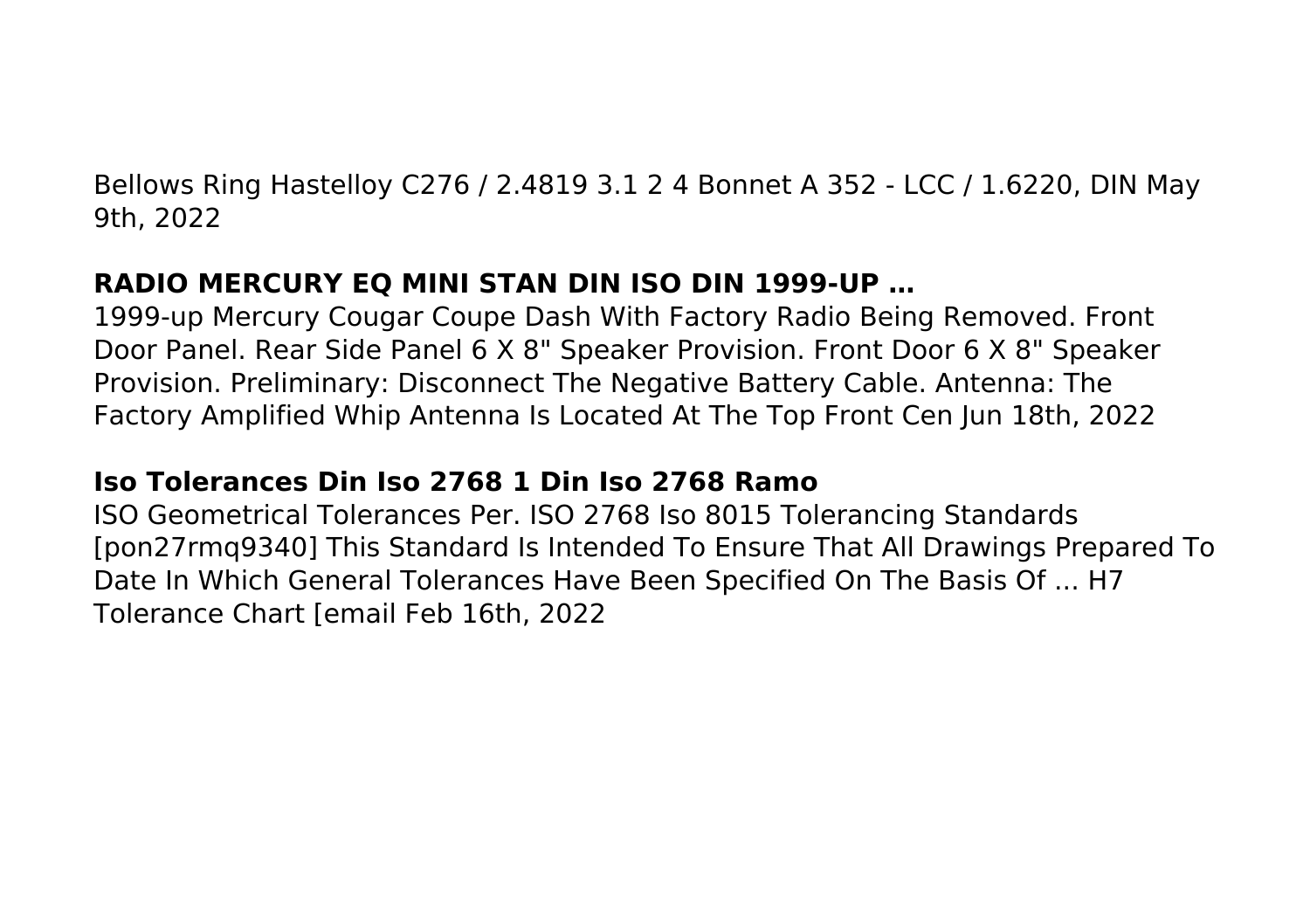Bellows Ring Hastelloy C276 / 2.4819 3.1 2 4 Bonnet A 352 - LCC / 1.6220, DIN May 9th, 2022

### RADIO MERCURY EQ MINI STAN DIN ISO DIN 1999-UP …

1999-up Mercury Cougar Coupe Dash With Factory Radio Being Removed. Front Door Panel. Rear Side Panel 6 X 8" Speaker Provision. Front Door 6 X 8" Speaker Provision. Preliminary: Disconnect The Negative Battery Cable. Antenna: The Factory Amplified Whip Antenna Is Located At The Top Front Cen Jun 18th, 2022

### Iso Tolerances Din Iso 2768 1 Din Iso 2768 Ramo

ISO Geometrical Tolerances Per. ISO 2768 Iso 8015 Tolerancing Standards [pon27rmq9340] This Standard Is Intended To Ensure That All Drawings Prepared To Date In Which General Tolerances Have Been Specified On The Basis Of ... H7 Tolerance Chart [email Feb 16th, 2022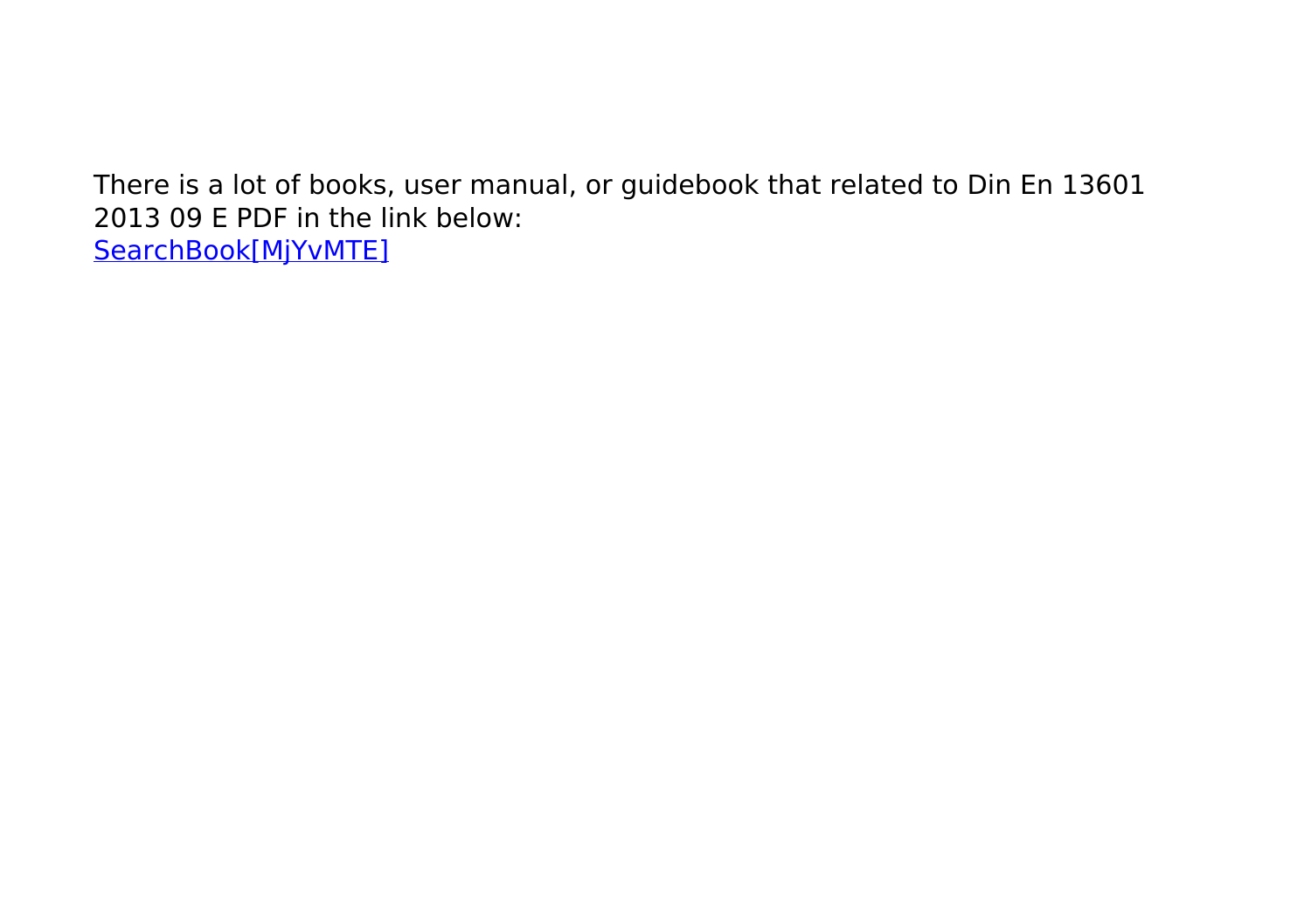There is a lot of books, user manual, or guidebook that related to Din En 13601 2013 09 E PDF in the link below:
SearchBook[MjYvMTE]